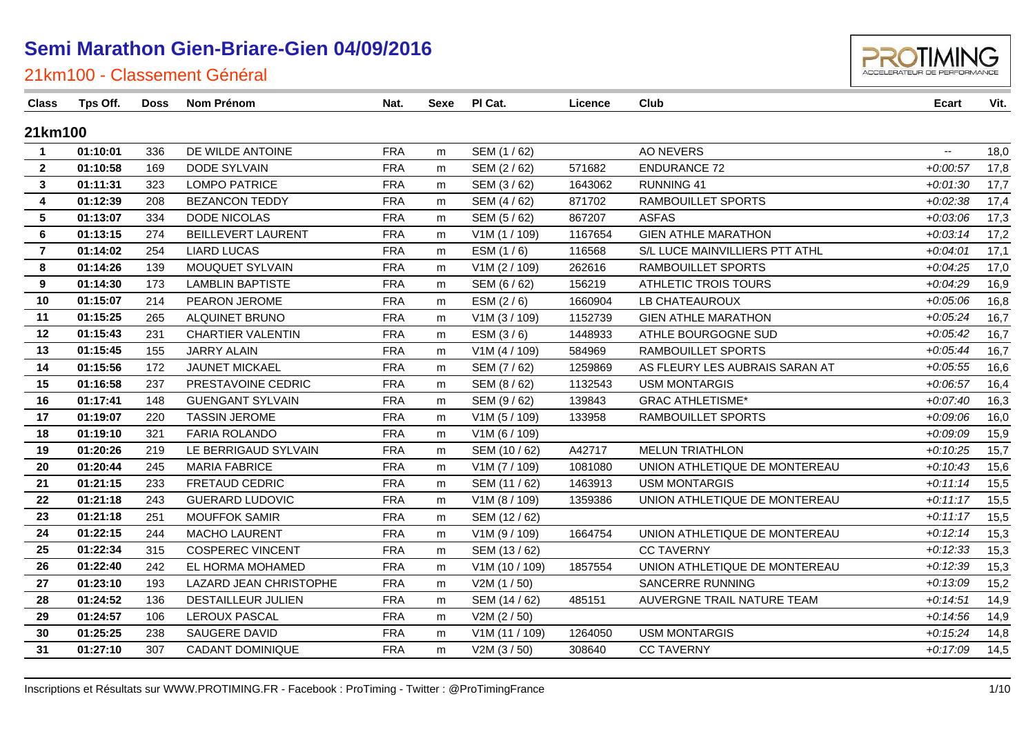# Semi Marathon Gien-Briare-Gien 04/09/2016

## 21km100 - Classement Général

| Class | Tps Off. | Doss | Nom Prénom | Nat. | Sexe | Pl Cat. | Licence | Club | Ecart | Vit. |
|---|---|---|---|---|---|---|---|---|---|---|
| **21km100** | | | | | | | | | | |
| **1** | **01:10:01** | 336 | DE WILDE ANTOINE | FRA | m | SEM (1 / 62) | | AO NEVERS | -- | 18,0 |
| **2** | **01:10:58** | 169 | DODE SYLVAIN | FRA | m | SEM (2 / 62) | 571682 | ENDURANCE 72 | *+0:00:57* | 17,8 |
| **3** | **01:11:31** | 323 | LOMPO PATRICE | FRA | m | SEM (3 / 62) | 1643062 | RUNNING 41 | *+0:01:30* | 17,7 |
| **4** | **01:12:39** | 208 | BEZANCON TEDDY | FRA | m | SEM (4 / 62) | 871702 | RAMBOUILLET SPORTS | *+0:02:38* | 17,4 |
| **5** | **01:13:07** | 334 | DODE NICOLAS | FRA | m | SEM (5 / 62) | 867207 | ASFAS | *+0:03:06* | 17,3 |
| **6** | **01:13:15** | 274 | BEILLEVERT LAURENT | FRA | m | V1M (1 / 109) | 1167654 | GIEN ATHLE MARATHON | *+0:03:14* | 17,2 |
| **7** | **01:14:02** | 254 | LIARD LUCAS | FRA | m | ESM (1 / 6) | 116568 | S/L LUCE MAINVILLIERS PTT ATHL | *+0:04:01* | 17,1 |
| **8** | **01:14:26** | 139 | MOUQUET SYLVAIN | FRA | m | V1M (2 / 109) | 262616 | RAMBOUILLET SPORTS | *+0:04:25* | 17,0 |
| **9** | **01:14:30** | 173 | LAMBLIN BAPTISTE | FRA | m | SEM (6 / 62) | 156219 | ATHLETIC TROIS TOURS | *+0:04:29* | 16,9 |
| **10** | **01:15:07** | 214 | PEARON JEROME | FRA | m | ESM (2 / 6) | 1660904 | LB CHATEAUROUX | *+0:05:06* | 16,8 |
| **11** | **01:15:25** | 265 | ALQUINET BRUNO | FRA | m | V1M (3 / 109) | 1152739 | GIEN ATHLE MARATHON | *+0:05:24* | 16,7 |
| **12** | **01:15:43** | 231 | CHARTIER VALENTIN | FRA | m | ESM (3 / 6) | 1448933 | ATHLE BOURGOGNE SUD | *+0:05:42* | 16,7 |
| **13** | **01:15:45** | 155 | JARRY ALAIN | FRA | m | V1M (4 / 109) | 584969 | RAMBOUILLET SPORTS | *+0:05:44* | 16,7 |
| **14** | **01:15:56** | 172 | JAUNET MICKAEL | FRA | m | SEM (7 / 62) | 1259869 | AS FLEURY LES AUBRAIS SARAN AT | *+0:05:55* | 16,6 |
| **15** | **01:16:58** | 237 | PRESTAVOINE CEDRIC | FRA | m | SEM (8 / 62) | 1132543 | USM MONTARGIS | *+0:06:57* | 16,4 |
| **16** | **01:17:41** | 148 | GUENGANT SYLVAIN | FRA | m | SEM (9 / 62) | 139843 | GRAC ATHLETISME* | *+0:07:40* | 16,3 |
| **17** | **01:19:07** | 220 | TASSIN JEROME | FRA | m | V1M (5 / 109) | 133958 | RAMBOUILLET SPORTS | *+0:09:06* | 16,0 |
| **18** | **01:19:10** | 321 | FARIA ROLANDO | FRA | m | V1M (6 / 109) | | | *+0:09:09* | 15,9 |
| **19** | **01:20:26** | 219 | LE BERRIGAUD SYLVAIN | FRA | m | SEM (10 / 62) | A42717 | MELUN TRIATHLON | *+0:10:25* | 15,7 |
| **20** | **01:20:44** | 245 | MARIA FABRICE | FRA | m | V1M (7 / 109) | 1081080 | UNION ATHLETIQUE DE MONTEREAU | *+0:10:43* | 15,6 |
| **21** | **01:21:15** | 233 | FRETAUD CEDRIC | FRA | m | SEM (11 / 62) | 1463913 | USM MONTARGIS | *+0:11:14* | 15,5 |
| **22** | **01:21:18** | 243 | GUERARD LUDOVIC | FRA | m | V1M (8 / 109) | 1359386 | UNION ATHLETIQUE DE MONTEREAU | *+0:11:17* | 15,5 |
| **23** | **01:21:18** | 251 | MOUFFOK SAMIR | FRA | m | SEM (12 / 62) | | | *+0:11:17* | 15,5 |
| **24** | **01:22:15** | 244 | MACHO LAURENT | FRA | m | V1M (9 / 109) | 1664754 | UNION ATHLETIQUE DE MONTEREAU | *+0:12:14* | 15,3 |
| **25** | **01:22:34** | 315 | COSPEREC VINCENT | FRA | m | SEM (13 / 62) | | CC TAVERNY | *+0:12:33* | 15,3 |
| **26** | **01:22:40** | 242 | EL HORMA MOHAMED | FRA | m | V1M (10 / 109) | 1857554 | UNION ATHLETIQUE DE MONTEREAU | *+0:12:39* | 15,3 |
| **27** | **01:23:10** | 193 | LAZARD JEAN CHRISTOPHE | FRA | m | V2M (1 / 50) | | SANCERRE RUNNING | *+0:13:09* | 15,2 |
| **28** | **01:24:52** | 136 | DESTAILLEUR JULIEN | FRA | m | SEM (14 / 62) | 485151 | AUVERGNE TRAIL NATURE TEAM | *+0:14:51* | 14,9 |
| **29** | **01:24:57** | 106 | LEROUX PASCAL | FRA | m | V2M (2 / 50) | | | *+0:14:56* | 14,9 |
| **30** | **01:25:25** | 238 | SAUGERE DAVID | FRA | m | V1M (11 / 109) | 1264050 | USM MONTARGIS | *+0:15:24* | 14,8 |
| **31** | **01:27:10** | 307 | CADANT DOMINIQUE | FRA | m | V2M (3 / 50) | 308640 | CC TAVERNY | *+0:17:09* | 14,5 |

Inscriptions et Résultats sur WWW.PROTIMING.FR - Facebook : ProTiming - Twitter : @ProTimingFrance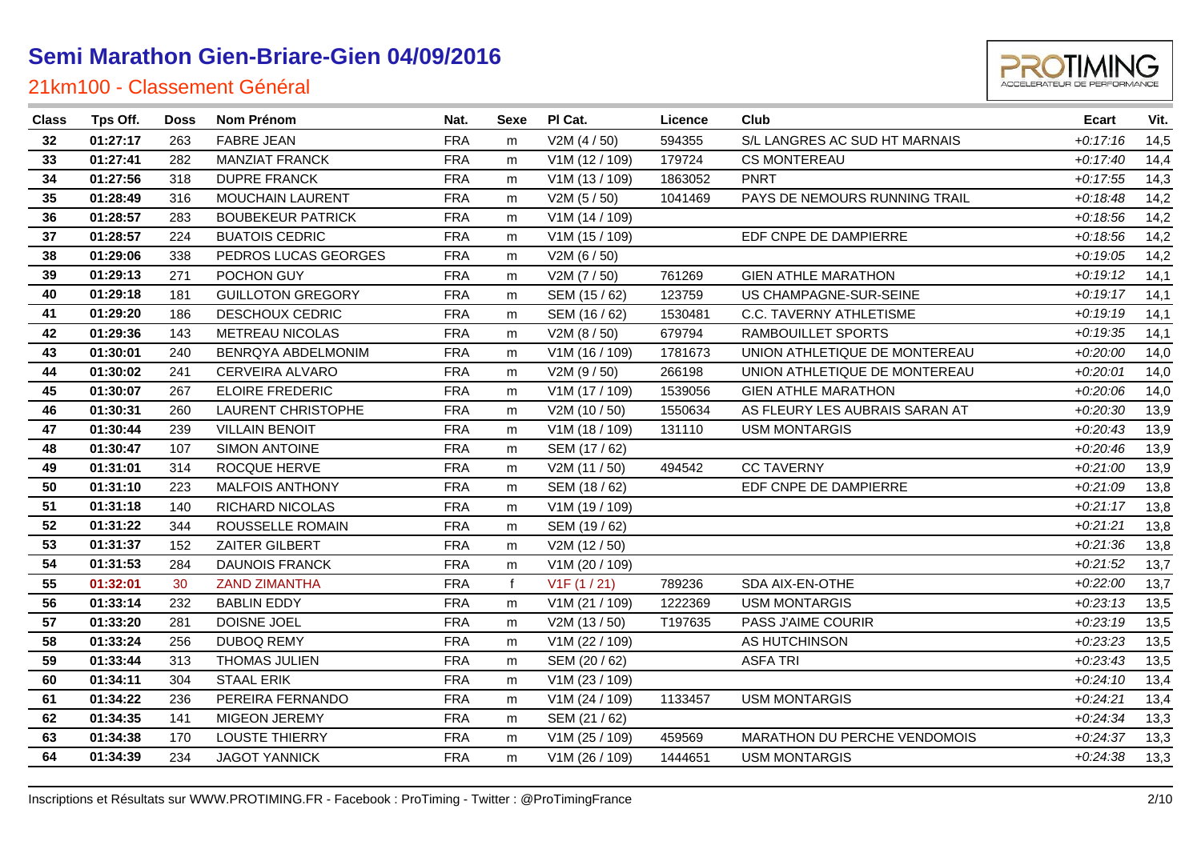# Semi Marathon Gien-Briare-Gien 04/09/2016

## 21km100 - Classement Général

| Class | Tps Off. | Doss | Nom Prénom | Nat. | Sexe | Pl Cat. | Licence | Club | Ecart | Vit. |
|---|---|---|---|---|---|---|---|---|---|---|
| 32 | 01:27:17 | 263 | FABRE JEAN | FRA | m | V2M (4 / 50) | 594355 | S/L LANGRES AC SUD HT MARNAIS | +0:17:16 | 14,5 |
| 33 | 01:27:41 | 282 | MANZIAT FRANCK | FRA | m | V1M (12 / 109) | 179724 | CS MONTEREAU | +0:17:40 | 14,4 |
| 34 | 01:27:56 | 318 | DUPRE FRANCK | FRA | m | V1M (13 / 109) | 1863052 | PNRT | +0:17:55 | 14,3 |
| 35 | 01:28:49 | 316 | MOUCHAIN LAURENT | FRA | m | V2M (5 / 50) | 1041469 | PAYS DE NEMOURS RUNNING TRAIL | +0:18:48 | 14,2 |
| 36 | 01:28:57 | 283 | BOUBEKEUR PATRICK | FRA | m | V1M (14 / 109) | | | +0:18:56 | 14,2 |
| 37 | 01:28:57 | 224 | BUATOIS CEDRIC | FRA | m | V1M (15 / 109) | | EDF CNPE DE DAMPIERRE | +0:18:56 | 14,2 |
| 38 | 01:29:06 | 338 | PEDROS LUCAS GEORGES | FRA | m | V2M (6 / 50) | | | +0:19:05 | 14,2 |
| 39 | 01:29:13 | 271 | POCHON GUY | FRA | m | V2M (7 / 50) | 761269 | GIEN ATHLE MARATHON | +0:19:12 | 14,1 |
| 40 | 01:29:18 | 181 | GUILLOTON GREGORY | FRA | m | SEM (15 / 62) | 123759 | US CHAMPAGNE-SUR-SEINE | +0:19:17 | 14,1 |
| 41 | 01:29:20 | 186 | DESCHOUX CEDRIC | FRA | m | SEM (16 / 62) | 1530481 | C.C. TAVERNY ATHLETISME | +0:19:19 | 14,1 |
| 42 | 01:29:36 | 143 | METREAU NICOLAS | FRA | m | V2M (8 / 50) | 679794 | RAMBOUILLET SPORTS | +0:19:35 | 14,1 |
| 43 | 01:30:01 | 240 | BENRQYA ABDELMONIM | FRA | m | V1M (16 / 109) | 1781673 | UNION ATHLETIQUE DE MONTEREAU | +0:20:00 | 14,0 |
| 44 | 01:30:02 | 241 | CERVEIRA ALVARO | FRA | m | V2M (9 / 50) | 266198 | UNION ATHLETIQUE DE MONTEREAU | +0:20:01 | 14,0 |
| 45 | 01:30:07 | 267 | ELOIRE FREDERIC | FRA | m | V1M (17 / 109) | 1539056 | GIEN ATHLE MARATHON | +0:20:06 | 14,0 |
| 46 | 01:30:31 | 260 | LAURENT CHRISTOPHE | FRA | m | V2M (10 / 50) | 1550634 | AS FLEURY LES AUBRAIS SARAN AT | +0:20:30 | 13,9 |
| 47 | 01:30:44 | 239 | VILLAIN BENOIT | FRA | m | V1M (18 / 109) | 131110 | USM MONTARGIS | +0:20:43 | 13,9 |
| 48 | 01:30:47 | 107 | SIMON ANTOINE | FRA | m | SEM (17 / 62) | | | +0:20:46 | 13,9 |
| 49 | 01:31:01 | 314 | ROCQUE HERVE | FRA | m | V2M (11 / 50) | 494542 | CC TAVERNY | +0:21:00 | 13,9 |
| 50 | 01:31:10 | 223 | MALFOIS ANTHONY | FRA | m | SEM (18 / 62) | | EDF CNPE DE DAMPIERRE | +0:21:09 | 13,8 |
| 51 | 01:31:18 | 140 | RICHARD NICOLAS | FRA | m | V1M (19 / 109) | | | +0:21:17 | 13,8 |
| 52 | 01:31:22 | 344 | ROUSSELLE ROMAIN | FRA | m | SEM (19 / 62) | | | +0:21:21 | 13,8 |
| 53 | 01:31:37 | 152 | ZAITER GILBERT | FRA | m | V2M (12 / 50) | | | +0:21:36 | 13,8 |
| 54 | 01:31:53 | 284 | DAUNOIS FRANCK | FRA | m | V1M (20 / 109) | | | +0:21:52 | 13,7 |
| 55 | 01:32:01 | 30 | ZAND ZIMANTHA | FRA | f | V1F (1 / 21) | 789236 | SDA AIX-EN-OTHE | +0:22:00 | 13,7 |
| 56 | 01:33:14 | 232 | BABLIN EDDY | FRA | m | V1M (21 / 109) | 1222369 | USM MONTARGIS | +0:23:13 | 13,5 |
| 57 | 01:33:20 | 281 | DOISNE JOEL | FRA | m | V2M (13 / 50) | T197635 | PASS J'AIME COURIR | +0:23:19 | 13,5 |
| 58 | 01:33:24 | 256 | DUBOQ REMY | FRA | m | V1M (22 / 109) | | AS HUTCHINSON | +0:23:23 | 13,5 |
| 59 | 01:33:44 | 313 | THOMAS JULIEN | FRA | m | SEM (20 / 62) | | ASFA TRI | +0:23:43 | 13,5 |
| 60 | 01:34:11 | 304 | STAAL ERIK | FRA | m | V1M (23 / 109) | | | +0:24:10 | 13,4 |
| 61 | 01:34:22 | 236 | PEREIRA FERNANDO | FRA | m | V1M (24 / 109) | 1133457 | USM MONTARGIS | +0:24:21 | 13,4 |
| 62 | 01:34:35 | 141 | MIGEON JEREMY | FRA | m | SEM (21 / 62) | | | +0:24:34 | 13,3 |
| 63 | 01:34:38 | 170 | LOUSTE THIERRY | FRA | m | V1M (25 / 109) | 459569 | MARATHON DU PERCHE VENDOMOIS | +0:24:37 | 13,3 |
| 64 | 01:34:39 | 234 | JAGOT YANNICK | FRA | m | V1M (26 / 109) | 1444651 | USM MONTARGIS | +0:24:38 | 13,3 |

Inscriptions et Résultats sur WWW.PROTIMING.FR - Facebook : ProTiming - Twitter : @ProTimingFrance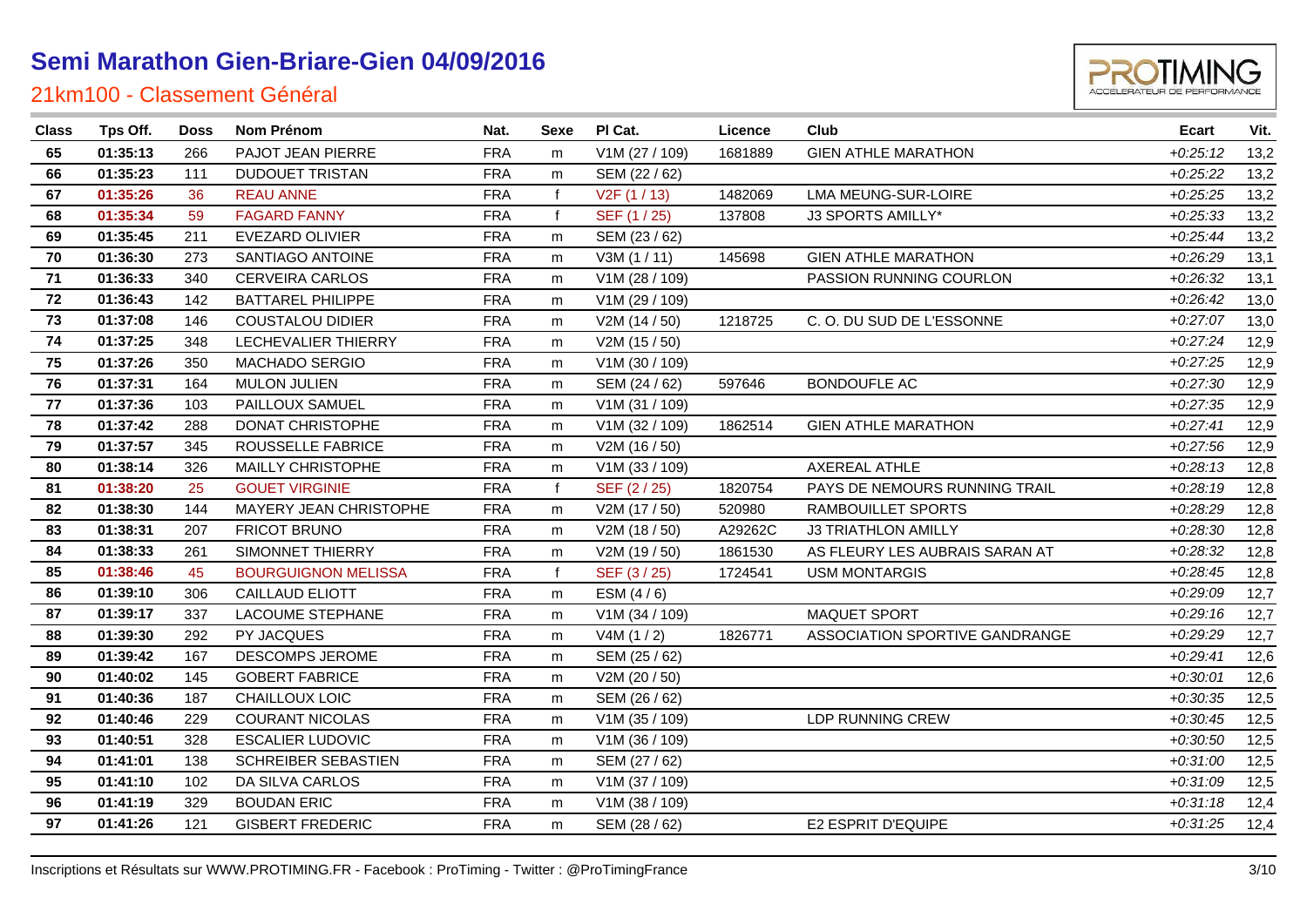# Semi Marathon Gien-Briare-Gien 04/09/2016

## 21km100 - Classement Général

| Class | Tps Off. | Doss | Nom Prénom | Nat. | Sexe | Pl Cat. | Licence | Club | Ecart | Vit. |
|---|---|---|---|---|---|---|---|---|---|---|
| 65 | 01:35:13 | 266 | PAJOT JEAN PIERRE | FRA | m | V1M (27 / 109) | 1681889 | GIEN ATHLE MARATHON | +0:25:12 | 13,2 |
| 66 | 01:35:23 | 111 | DUDOUET TRISTAN | FRA | m | SEM (22 / 62) | | | +0:25:22 | 13,2 |
| 67 | 01:35:26 | 36 | REAU ANNE | FRA | f | V2F (1 / 13) | 1482069 | LMA MEUNG-SUR-LOIRE | +0:25:25 | 13,2 |
| 68 | 01:35:34 | 59 | FAGARD FANNY | FRA | f | SEF (1 / 25) | 137808 | J3 SPORTS AMILLY* | +0:25:33 | 13,2 |
| 69 | 01:35:45 | 211 | EVEZARD OLIVIER | FRA | m | SEM (23 / 62) | | | +0:25:44 | 13,2 |
| 70 | 01:36:30 | 273 | SANTIAGO ANTOINE | FRA | m | V3M (1 / 11) | 145698 | GIEN ATHLE MARATHON | +0:26:29 | 13,1 |
| 71 | 01:36:33 | 340 | CERVEIRA CARLOS | FRA | m | V1M (28 / 109) | | PASSION RUNNING COURLON | +0:26:32 | 13,1 |
| 72 | 01:36:43 | 142 | BATTAREL PHILIPPE | FRA | m | V1M (29 / 109) | | | +0:26:42 | 13,0 |
| 73 | 01:37:08 | 146 | COUSTALOU DIDIER | FRA | m | V2M (14 / 50) | 1218725 | C. O. DU SUD DE L'ESSONNE | +0:27:07 | 13,0 |
| 74 | 01:37:25 | 348 | LECHEVALIER THIERRY | FRA | m | V2M (15 / 50) | | | +0:27:24 | 12,9 |
| 75 | 01:37:26 | 350 | MACHADO SERGIO | FRA | m | V1M (30 / 109) | | | +0:27:25 | 12,9 |
| 76 | 01:37:31 | 164 | MULON JULIEN | FRA | m | SEM (24 / 62) | 597646 | BONDOUFLE AC | +0:27:30 | 12,9 |
| 77 | 01:37:36 | 103 | PAILLOUX SAMUEL | FRA | m | V1M (31 / 109) | | | +0:27:35 | 12,9 |
| 78 | 01:37:42 | 288 | DONAT CHRISTOPHE | FRA | m | V1M (32 / 109) | 1862514 | GIEN ATHLE MARATHON | +0:27:41 | 12,9 |
| 79 | 01:37:57 | 345 | ROUSSELLE FABRICE | FRA | m | V2M (16 / 50) | | | +0:27:56 | 12,9 |
| 80 | 01:38:14 | 326 | MAILLY CHRISTOPHE | FRA | m | V1M (33 / 109) | | AXEREAL ATHLE | +0:28:13 | 12,8 |
| 81 | 01:38:20 | 25 | GOUET VIRGINIE | FRA | f | SEF (2 / 25) | 1820754 | PAYS DE NEMOURS RUNNING TRAIL | +0:28:19 | 12,8 |
| 82 | 01:38:30 | 144 | MAYERY JEAN CHRISTOPHE | FRA | m | V2M (17 / 50) | 520980 | RAMBOUILLET SPORTS | +0:28:29 | 12,8 |
| 83 | 01:38:31 | 207 | FRICOT BRUNO | FRA | m | V2M (18 / 50) | A29262C | J3 TRIATHLON AMILLY | +0:28:30 | 12,8 |
| 84 | 01:38:33 | 261 | SIMONNET THIERRY | FRA | m | V2M (19 / 50) | 1861530 | AS FLEURY LES AUBRAIS SARAN AT | +0:28:32 | 12,8 |
| 85 | 01:38:46 | 45 | BOURGUIGNON MELISSA | FRA | f | SEF (3 / 25) | 1724541 | USM MONTARGIS | +0:28:45 | 12,8 |
| 86 | 01:39:10 | 306 | CAILLAUD ELIOTT | FRA | m | ESM (4 / 6) | | | +0:29:09 | 12,7 |
| 87 | 01:39:17 | 337 | LACOUME STEPHANE | FRA | m | V1M (34 / 109) | | MAQUET SPORT | +0:29:16 | 12,7 |
| 88 | 01:39:30 | 292 | PY JACQUES | FRA | m | V4M (1 / 2) | 1826771 | ASSOCIATION SPORTIVE GANDRANGE | +0:29:29 | 12,7 |
| 89 | 01:39:42 | 167 | DESCOMPS JEROME | FRA | m | SEM (25 / 62) | | | +0:29:41 | 12,6 |
| 90 | 01:40:02 | 145 | GOBERT FABRICE | FRA | m | V2M (20 / 50) | | | +0:30:01 | 12,6 |
| 91 | 01:40:36 | 187 | CHAILLOUX LOIC | FRA | m | SEM (26 / 62) | | | +0:30:35 | 12,5 |
| 92 | 01:40:46 | 229 | COURANT NICOLAS | FRA | m | V1M (35 / 109) | | LDP RUNNING CREW | +0:30:45 | 12,5 |
| 93 | 01:40:51 | 328 | ESCALIER LUDOVIC | FRA | m | V1M (36 / 109) | | | +0:30:50 | 12,5 |
| 94 | 01:41:01 | 138 | SCHREIBER SEBASTIEN | FRA | m | SEM (27 / 62) | | | +0:31:00 | 12,5 |
| 95 | 01:41:10 | 102 | DA SILVA CARLOS | FRA | m | V1M (37 / 109) | | | +0:31:09 | 12,5 |
| 96 | 01:41:19 | 329 | BOUDAN ERIC | FRA | m | V1M (38 / 109) | | | +0:31:18 | 12,4 |
| 97 | 01:41:26 | 121 | GISBERT FREDERIC | FRA | m | SEM (28 / 62) | | E2 ESPRIT D'EQUIPE | +0:31:25 | 12,4 |

Inscriptions et Résultats sur WWW.PROTIMING.FR - Facebook : ProTiming - Twitter : @ProTimingFrance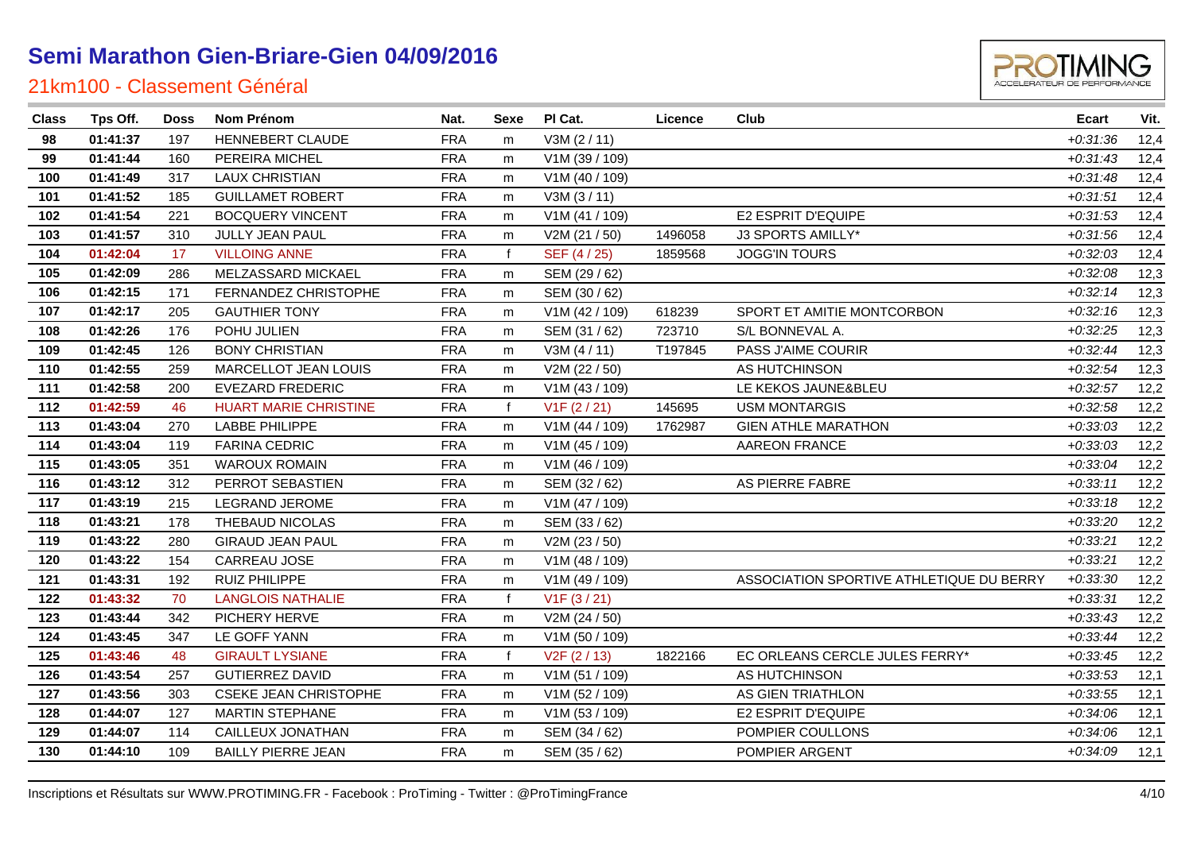# Semi Marathon Gien-Briare-Gien 04/09/2016

## 21km100 - Classement Général

| Class | Tps Off. | Doss | Nom Prénom | Nat. | Sexe | Pl Cat. | Licence | Club | Ecart | Vit. |
|---|---|---|---|---|---|---|---|---|---|---|
| 98 | 01:41:37 | 197 | HENNEBERT CLAUDE | FRA | m | V3M (2 / 11) | | | +0:31:36 | 12,4 |
| 99 | 01:41:44 | 160 | PEREIRA MICHEL | FRA | m | V1M (39 / 109) | | | +0:31:43 | 12,4 |
| 100 | 01:41:49 | 317 | LAUX CHRISTIAN | FRA | m | V1M (40 / 109) | | | +0:31:48 | 12,4 |
| 101 | 01:41:52 | 185 | GUILLAMET ROBERT | FRA | m | V3M (3 / 11) | | | +0:31:51 | 12,4 |
| 102 | 01:41:54 | 221 | BOCQUERY VINCENT | FRA | m | V1M (41 / 109) | | E2 ESPRIT D'EQUIPE | +0:31:53 | 12,4 |
| 103 | 01:41:57 | 310 | JULLY JEAN PAUL | FRA | m | V2M (21 / 50) | 1496058 | J3 SPORTS AMILLY* | +0:31:56 | 12,4 |
| 104 | 01:42:04 | 17 | VILLOING ANNE | FRA | f | SEF (4 / 25) | 1859568 | JOGG'IN TOURS | +0:32:03 | 12,4 |
| 105 | 01:42:09 | 286 | MELZASSARD MICKAEL | FRA | m | SEM (29 / 62) | | | +0:32:08 | 12,3 |
| 106 | 01:42:15 | 171 | FERNANDEZ CHRISTOPHE | FRA | m | SEM (30 / 62) | | | +0:32:14 | 12,3 |
| 107 | 01:42:17 | 205 | GAUTHIER TONY | FRA | m | V1M (42 / 109) | 618239 | SPORT ET AMITIE MONTCORBON | +0:32:16 | 12,3 |
| 108 | 01:42:26 | 176 | POHU JULIEN | FRA | m | SEM (31 / 62) | 723710 | S/L BONNEVAL A. | +0:32:25 | 12,3 |
| 109 | 01:42:45 | 126 | BONY CHRISTIAN | FRA | m | V3M (4 / 11) | T197845 | PASS J'AIME COURIR | +0:32:44 | 12,3 |
| 110 | 01:42:55 | 259 | MARCELLOT JEAN LOUIS | FRA | m | V2M (22 / 50) | | AS HUTCHINSON | +0:32:54 | 12,3 |
| 111 | 01:42:58 | 200 | EVEZARD FREDERIC | FRA | m | V1M (43 / 109) | | LE KEKOS JAUNE&BLEU | +0:32:57 | 12,2 |
| 112 | 01:42:59 | 46 | HUART MARIE CHRISTINE | FRA | f | V1F (2 / 21) | 145695 | USM MONTARGIS | +0:32:58 | 12,2 |
| 113 | 01:43:04 | 270 | LABBE PHILIPPE | FRA | m | V1M (44 / 109) | 1762987 | GIEN ATHLE MARATHON | +0:33:03 | 12,2 |
| 114 | 01:43:04 | 119 | FARINA CEDRIC | FRA | m | V1M (45 / 109) | | AAREON FRANCE | +0:33:03 | 12,2 |
| 115 | 01:43:05 | 351 | WAROUX ROMAIN | FRA | m | V1M (46 / 109) | | | +0:33:04 | 12,2 |
| 116 | 01:43:12 | 312 | PERROT SEBASTIEN | FRA | m | SEM (32 / 62) | | AS PIERRE FABRE | +0:33:11 | 12,2 |
| 117 | 01:43:19 | 215 | LEGRAND JEROME | FRA | m | V1M (47 / 109) | | | +0:33:18 | 12,2 |
| 118 | 01:43:21 | 178 | THEBAUD NICOLAS | FRA | m | SEM (33 / 62) | | | +0:33:20 | 12,2 |
| 119 | 01:43:22 | 280 | GIRAUD JEAN PAUL | FRA | m | V2M (23 / 50) | | | +0:33:21 | 12,2 |
| 120 | 01:43:22 | 154 | CARREAU JOSE | FRA | m | V1M (48 / 109) | | | +0:33:21 | 12,2 |
| 121 | 01:43:31 | 192 | RUIZ PHILIPPE | FRA | m | V1M (49 / 109) | | ASSOCIATION SPORTIVE ATHLETIQUE DU BERRY | +0:33:30 | 12,2 |
| 122 | 01:43:32 | 70 | LANGLOIS NATHALIE | FRA | f | V1F (3 / 21) | | | +0:33:31 | 12,2 |
| 123 | 01:43:44 | 342 | PICHERY HERVE | FRA | m | V2M (24 / 50) | | | +0:33:43 | 12,2 |
| 124 | 01:43:45 | 347 | LE GOFF YANN | FRA | m | V1M (50 / 109) | | | +0:33:44 | 12,2 |
| 125 | 01:43:46 | 48 | GIRAULT LYSIANE | FRA | f | V2F (2 / 13) | 1822166 | EC ORLEANS CERCLE JULES FERRY* | +0:33:45 | 12,2 |
| 126 | 01:43:54 | 257 | GUTIERREZ DAVID | FRA | m | V1M (51 / 109) | | AS HUTCHINSON | +0:33:53 | 12,1 |
| 127 | 01:43:56 | 303 | CSEKE JEAN CHRISTOPHE | FRA | m | V1M (52 / 109) | | AS GIEN TRIATHLON | +0:33:55 | 12,1 |
| 128 | 01:44:07 | 127 | MARTIN STEPHANE | FRA | m | V1M (53 / 109) | | E2 ESPRIT D'EQUIPE | +0:34:06 | 12,1 |
| 129 | 01:44:07 | 114 | CAILLEUX JONATHAN | FRA | m | SEM (34 / 62) | | POMPIER COULLONS | +0:34:06 | 12,1 |
| 130 | 01:44:10 | 109 | BAILLY PIERRE JEAN | FRA | m | SEM (35 / 62) | | POMPIER ARGENT | +0:34:09 | 12,1 |

Inscriptions et Résultats sur WWW.PROTIMING.FR - Facebook : ProTiming - Twitter : @ProTimingFrance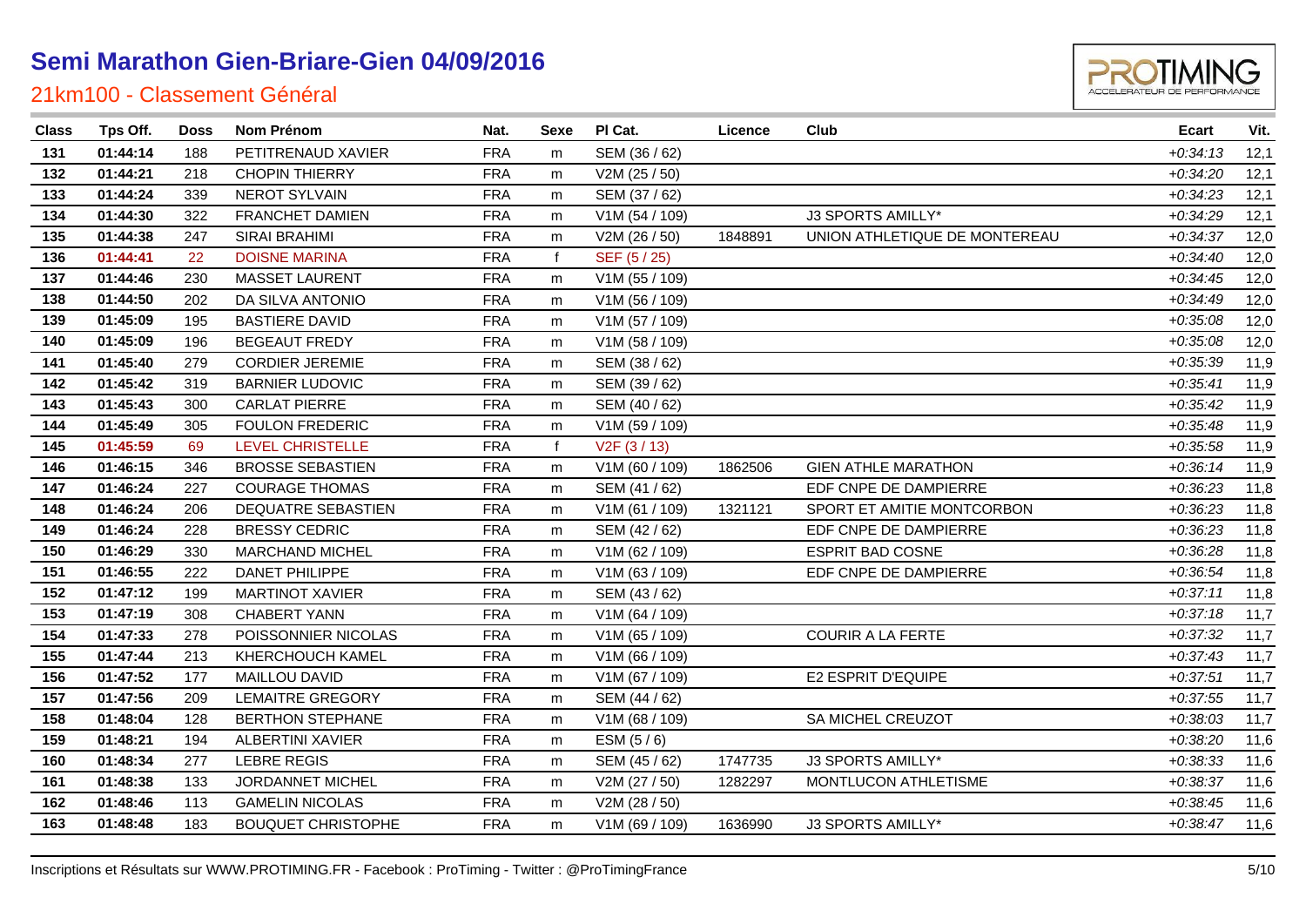# Semi Marathon Gien-Briare-Gien 04/09/2016

## 21km100 - Classement Général

| Class | Tps Off. | Doss | Nom Prénom | Nat. | Sexe | Pl Cat. | Licence | Club | Ecart | Vit. |
|---|---|---|---|---|---|---|---|---|---|---|
| 131 | 01:44:14 | 188 | PETITRENAUD XAVIER | FRA | m | SEM (36 / 62) | | | +0:34:13 | 12,1 |
| 132 | 01:44:21 | 218 | CHOPIN THIERRY | FRA | m | V2M (25 / 50) | | | +0:34:20 | 12,1 |
| 133 | 01:44:24 | 339 | NEROT SYLVAIN | FRA | m | SEM (37 / 62) | | | +0:34:23 | 12,1 |
| 134 | 01:44:30 | 322 | FRANCHET DAMIEN | FRA | m | V1M (54 / 109) | | J3 SPORTS AMILLY* | +0:34:29 | 12,1 |
| 135 | 01:44:38 | 247 | SIRAI BRAHIMI | FRA | m | V2M (26 / 50) | 1848891 | UNION ATHLETIQUE DE MONTEREAU | +0:34:37 | 12,0 |
| 136 | 01:44:41 | 22 | DOISNE MARINA | FRA | f | SEF (5 / 25) | | | +0:34:40 | 12,0 |
| 137 | 01:44:46 | 230 | MASSET LAURENT | FRA | m | V1M (55 / 109) | | | +0:34:45 | 12,0 |
| 138 | 01:44:50 | 202 | DA SILVA ANTONIO | FRA | m | V1M (56 / 109) | | | +0:34:49 | 12,0 |
| 139 | 01:45:09 | 195 | BASTIERE DAVID | FRA | m | V1M (57 / 109) | | | +0:35:08 | 12,0 |
| 140 | 01:45:09 | 196 | BEGEAUT FREDY | FRA | m | V1M (58 / 109) | | | +0:35:08 | 12,0 |
| 141 | 01:45:40 | 279 | CORDIER JEREMIE | FRA | m | SEM (38 / 62) | | | +0:35:39 | 11,9 |
| 142 | 01:45:42 | 319 | BARNIER LUDOVIC | FRA | m | SEM (39 / 62) | | | +0:35:41 | 11,9 |
| 143 | 01:45:43 | 300 | CARLAT PIERRE | FRA | m | SEM (40 / 62) | | | +0:35:42 | 11,9 |
| 144 | 01:45:49 | 305 | FOULON FREDERIC | FRA | m | V1M (59 / 109) | | | +0:35:48 | 11,9 |
| 145 | 01:45:59 | 69 | LEVEL CHRISTELLE | FRA | f | V2F (3 / 13) | | | +0:35:58 | 11,9 |
| 146 | 01:46:15 | 346 | BROSSE SEBASTIEN | FRA | m | V1M (60 / 109) | 1862506 | GIEN ATHLE MARATHON | +0:36:14 | 11,9 |
| 147 | 01:46:24 | 227 | COURAGE THOMAS | FRA | m | SEM (41 / 62) | | EDF CNPE DE DAMPIERRE | +0:36:23 | 11,8 |
| 148 | 01:46:24 | 206 | DEQUATRE SEBASTIEN | FRA | m | V1M (61 / 109) | 1321121 | SPORT ET AMITIE MONTCORBON | +0:36:23 | 11,8 |
| 149 | 01:46:24 | 228 | BRESSY CEDRIC | FRA | m | SEM (42 / 62) | | EDF CNPE DE DAMPIERRE | +0:36:23 | 11,8 |
| 150 | 01:46:29 | 330 | MARCHAND MICHEL | FRA | m | V1M (62 / 109) | | ESPRIT BAD COSNE | +0:36:28 | 11,8 |
| 151 | 01:46:55 | 222 | DANET PHILIPPE | FRA | m | V1M (63 / 109) | | EDF CNPE DE DAMPIERRE | +0:36:54 | 11,8 |
| 152 | 01:47:12 | 199 | MARTINOT XAVIER | FRA | m | SEM (43 / 62) | | | +0:37:11 | 11,8 |
| 153 | 01:47:19 | 308 | CHABERT YANN | FRA | m | V1M (64 / 109) | | | +0:37:18 | 11,7 |
| 154 | 01:47:33 | 278 | POISSONNIER NICOLAS | FRA | m | V1M (65 / 109) | | COURIR A LA FERTE | +0:37:32 | 11,7 |
| 155 | 01:47:44 | 213 | KHERCHOUCH KAMEL | FRA | m | V1M (66 / 109) | | | +0:37:43 | 11,7 |
| 156 | 01:47:52 | 177 | MAILLOU DAVID | FRA | m | V1M (67 / 109) | | E2 ESPRIT D'EQUIPE | +0:37:51 | 11,7 |
| 157 | 01:47:56 | 209 | LEMAITRE GREGORY | FRA | m | SEM (44 / 62) | | | +0:37:55 | 11,7 |
| 158 | 01:48:04 | 128 | BERTHON STEPHANE | FRA | m | V1M (68 / 109) | | SA MICHEL CREUZOT | +0:38:03 | 11,7 |
| 159 | 01:48:21 | 194 | ALBERTINI XAVIER | FRA | m | ESM (5 / 6) | | | +0:38:20 | 11,6 |
| 160 | 01:48:34 | 277 | LEBRE REGIS | FRA | m | SEM (45 / 62) | 1747735 | J3 SPORTS AMILLY* | +0:38:33 | 11,6 |
| 161 | 01:48:38 | 133 | JORDANNET MICHEL | FRA | m | V2M (27 / 50) | 1282297 | MONTLUCON ATHLETISME | +0:38:37 | 11,6 |
| 162 | 01:48:46 | 113 | GAMELIN NICOLAS | FRA | m | V2M (28 / 50) | | | +0:38:45 | 11,6 |
| 163 | 01:48:48 | 183 | BOUQUET CHRISTOPHE | FRA | m | V1M (69 / 109) | 1636990 | J3 SPORTS AMILLY* | +0:38:47 | 11,6 |

Inscriptions et Résultats sur WWW.PROTIMING.FR - Facebook : ProTiming - Twitter : @ProTimingFrance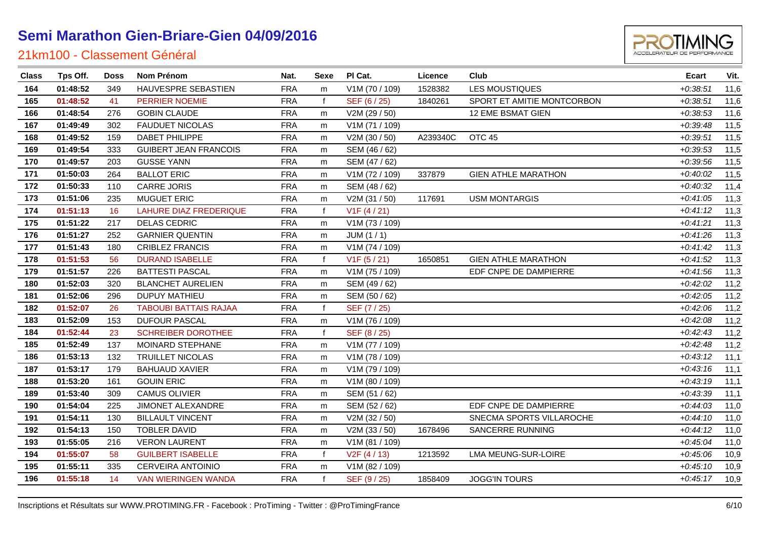# Semi Marathon Gien-Briare-Gien 04/09/2016

## 21km100 - Classement Général

| Class | Tps Off. | Doss | Nom Prénom | Nat. | Sexe | Pl Cat. | Licence | Club | Ecart | Vit. |
|---|---|---|---|---|---|---|---|---|---|---|
| 164 | 01:48:52 | 349 | HAUVESPRE SEBASTIEN | FRA | m | V1M (70 / 109) | 1528382 | LES MOUSTIQUES | +0:38:51 | 11,6 |
| 165 | 01:48:52 | 41 | PERRIER NOEMIE | FRA | f | SEF (6 / 25) | 1840261 | SPORT ET AMITIE MONTCORBON | +0:38:51 | 11,6 |
| 166 | 01:48:54 | 276 | GOBIN CLAUDE | FRA | m | V2M (29 / 50) | | 12 EME BSMAT GIEN | +0:38:53 | 11,6 |
| 167 | 01:49:49 | 302 | FAUDUET NICOLAS | FRA | m | V1M (71 / 109) | | | +0:39:48 | 11,5 |
| 168 | 01:49:52 | 159 | DABET PHILIPPE | FRA | m | V2M (30 / 50) | A239340C | OTC 45 | +0:39:51 | 11,5 |
| 169 | 01:49:54 | 333 | GUIBERT JEAN FRANCOIS | FRA | m | SEM (46 / 62) | | | +0:39:53 | 11,5 |
| 170 | 01:49:57 | 203 | GUSSE YANN | FRA | m | SEM (47 / 62) | | | +0:39:56 | 11,5 |
| 171 | 01:50:03 | 264 | BALLOT ERIC | FRA | m | V1M (72 / 109) | 337879 | GIEN ATHLE MARATHON | +0:40:02 | 11,5 |
| 172 | 01:50:33 | 110 | CARRE JORIS | FRA | m | SEM (48 / 62) | | | +0:40:32 | 11,4 |
| 173 | 01:51:06 | 235 | MUGUET ERIC | FRA | m | V2M (31 / 50) | 117691 | USM MONTARGIS | +0:41:05 | 11,3 |
| 174 | 01:51:13 | 16 | LAHURE DIAZ FREDERIQUE | FRA | f | V1F (4 / 21) | | | +0:41:12 | 11,3 |
| 175 | 01:51:22 | 217 | DELAS CEDRIC | FRA | m | V1M (73 / 109) | | | +0:41:21 | 11,3 |
| 176 | 01:51:27 | 252 | GARNIER QUENTIN | FRA | m | JUM (1 / 1) | | | +0:41:26 | 11,3 |
| 177 | 01:51:43 | 180 | CRIBLEZ FRANCIS | FRA | m | V1M (74 / 109) | | | +0:41:42 | 11,3 |
| 178 | 01:51:53 | 56 | DURAND ISABELLE | FRA | f | V1F (5 / 21) | 1650851 | GIEN ATHLE MARATHON | +0:41:52 | 11,3 |
| 179 | 01:51:57 | 226 | BATTESTI PASCAL | FRA | m | V1M (75 / 109) | | EDF CNPE DE DAMPIERRE | +0:41:56 | 11,3 |
| 180 | 01:52:03 | 320 | BLANCHET AURELIEN | FRA | m | SEM (49 / 62) | | | +0:42:02 | 11,2 |
| 181 | 01:52:06 | 296 | DUPUY MATHIEU | FRA | m | SEM (50 / 62) | | | +0:42:05 | 11,2 |
| 182 | 01:52:07 | 26 | TABOUBI BATTAIS RAJAA | FRA | f | SEF (7 / 25) | | | +0:42:06 | 11,2 |
| 183 | 01:52:09 | 153 | DUFOUR PASCAL | FRA | m | V1M (76 / 109) | | | +0:42:08 | 11,2 |
| 184 | 01:52:44 | 23 | SCHREIBER DOROTHEE | FRA | f | SEF (8 / 25) | | | +0:42:43 | 11,2 |
| 185 | 01:52:49 | 137 | MOINARD STEPHANE | FRA | m | V1M (77 / 109) | | | +0:42:48 | 11,2 |
| 186 | 01:53:13 | 132 | TRUILLET NICOLAS | FRA | m | V1M (78 / 109) | | | +0:43:12 | 11,1 |
| 187 | 01:53:17 | 179 | BAHUAUD XAVIER | FRA | m | V1M (79 / 109) | | | +0:43:16 | 11,1 |
| 188 | 01:53:20 | 161 | GOUIN ERIC | FRA | m | V1M (80 / 109) | | | +0:43:19 | 11,1 |
| 189 | 01:53:40 | 309 | CAMUS OLIVIER | FRA | m | SEM (51 / 62) | | | +0:43:39 | 11,1 |
| 190 | 01:54:04 | 225 | JIMONET ALEXANDRE | FRA | m | SEM (52 / 62) | | EDF CNPE DE DAMPIERRE | +0:44:03 | 11,0 |
| 191 | 01:54:11 | 130 | BILLAULT VINCENT | FRA | m | V2M (32 / 50) | | SNECMA SPORTS VILLAROCHE | +0:44:10 | 11,0 |
| 192 | 01:54:13 | 150 | TOBLER DAVID | FRA | m | V2M (33 / 50) | 1678496 | SANCERRE RUNNING | +0:44:12 | 11,0 |
| 193 | 01:55:05 | 216 | VERON LAURENT | FRA | m | V1M (81 / 109) | | | +0:45:04 | 11,0 |
| 194 | 01:55:07 | 58 | GUILBERT ISABELLE | FRA | f | V2F (4 / 13) | 1213592 | LMA MEUNG-SUR-LOIRE | +0:45:06 | 10,9 |
| 195 | 01:55:11 | 335 | CERVEIRA ANTOINIO | FRA | m | V1M (82 / 109) | | | +0:45:10 | 10,9 |
| 196 | 01:55:18 | 14 | VAN WIERINGEN WANDA | FRA | f | SEF (9 / 25) | 1858409 | JOGG'IN TOURS | +0:45:17 | 10,9 |

Inscriptions et Résultats sur WWW.PROTIMING.FR - Facebook : ProTiming - Twitter : @ProTimingFrance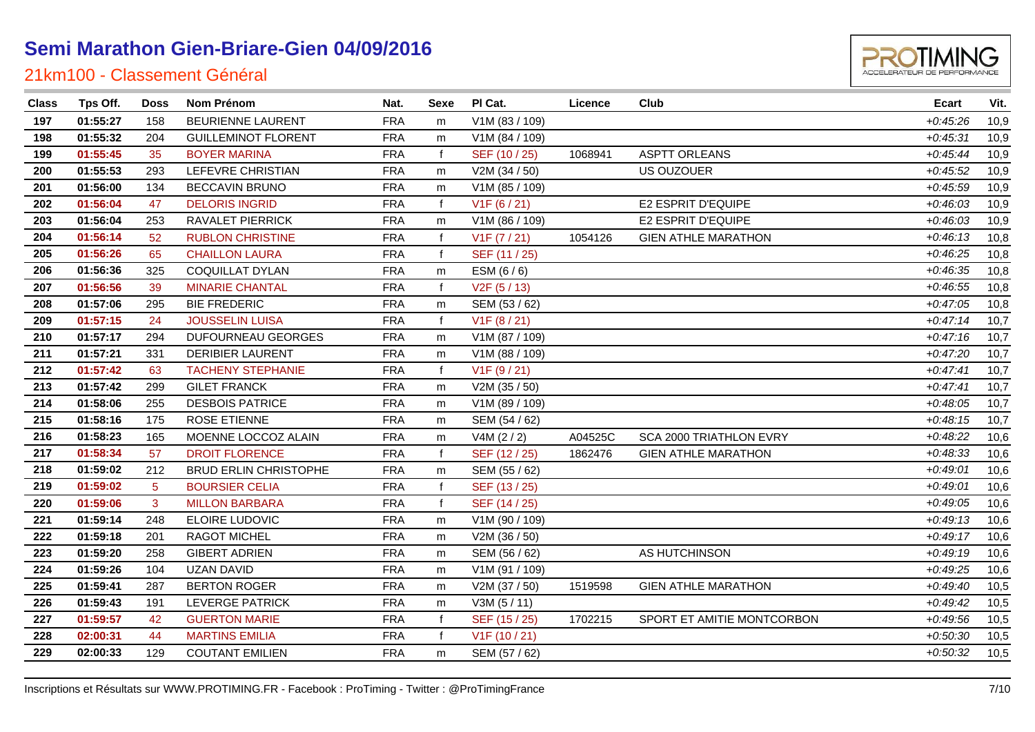# Semi Marathon Gien-Briare-Gien 04/09/2016

## 21km100 - Classement Général

| Class | Tps Off. | Doss | Nom Prénom | Nat. | Sexe | Pl Cat. | Licence | Club | Ecart | Vit. |
|---|---|---|---|---|---|---|---|---|---|---|
| 197 | 01:55:27 | 158 | BEURIENNE LAURENT | FRA | m | V1M (83 / 109) | | | +0:45:26 | 10,9 |
| 198 | 01:55:32 | 204 | GUILLEMINOT FLORENT | FRA | m | V1M (84 / 109) | | | +0:45:31 | 10,9 |
| 199 | 01:55:45 | 35 | BOYER MARINA | FRA | f | SEF (10 / 25) | 1068941 | ASPTT ORLEANS | +0:45:44 | 10,9 |
| 200 | 01:55:53 | 293 | LEFEVRE CHRISTIAN | FRA | m | V2M (34 / 50) | | US OUZOUER | +0:45:52 | 10,9 |
| 201 | 01:56:00 | 134 | BECCAVIN BRUNO | FRA | m | V1M (85 / 109) | | | +0:45:59 | 10,9 |
| 202 | 01:56:04 | 47 | DELORIS INGRID | FRA | f | V1F (6 / 21) | | E2 ESPRIT D'EQUIPE | +0:46:03 | 10,9 |
| 203 | 01:56:04 | 253 | RAVALET PIERRICK | FRA | m | V1M (86 / 109) | | E2 ESPRIT D'EQUIPE | +0:46:03 | 10,9 |
| 204 | 01:56:14 | 52 | RUBLON CHRISTINE | FRA | f | V1F (7 / 21) | 1054126 | GIEN ATHLE MARATHON | +0:46:13 | 10,8 |
| 205 | 01:56:26 | 65 | CHAILLON LAURA | FRA | f | SEF (11 / 25) | | | +0:46:25 | 10,8 |
| 206 | 01:56:36 | 325 | COQUILLAT DYLAN | FRA | m | ESM (6 / 6) | | | +0:46:35 | 10,8 |
| 207 | 01:56:56 | 39 | MINARIE CHANTAL | FRA | f | V2F (5 / 13) | | | +0:46:55 | 10,8 |
| 208 | 01:57:06 | 295 | BIE FREDERIC | FRA | m | SEM (53 / 62) | | | +0:47:05 | 10,8 |
| 209 | 01:57:15 | 24 | JOUSSELIN LUISA | FRA | f | V1F (8 / 21) | | | +0:47:14 | 10,7 |
| 210 | 01:57:17 | 294 | DUFOURNEAU GEORGES | FRA | m | V1M (87 / 109) | | | +0:47:16 | 10,7 |
| 211 | 01:57:21 | 331 | DERIBIER LAURENT | FRA | m | V1M (88 / 109) | | | +0:47:20 | 10,7 |
| 212 | 01:57:42 | 63 | TACHENY STEPHANIE | FRA | f | V1F (9 / 21) | | | +0:47:41 | 10,7 |
| 213 | 01:57:42 | 299 | GILET FRANCK | FRA | m | V2M (35 / 50) | | | +0:47:41 | 10,7 |
| 214 | 01:58:06 | 255 | DESBOIS PATRICE | FRA | m | V1M (89 / 109) | | | +0:48:05 | 10,7 |
| 215 | 01:58:16 | 175 | ROSE ETIENNE | FRA | m | SEM (54 / 62) | | | +0:48:15 | 10,7 |
| 216 | 01:58:23 | 165 | MOENNE LOCCOZ ALAIN | FRA | m | V4M (2 / 2) | A04525C | SCA 2000 TRIATHLON EVRY | +0:48:22 | 10,6 |
| 217 | 01:58:34 | 57 | DROIT FLORENCE | FRA | f | SEF (12 / 25) | 1862476 | GIEN ATHLE MARATHON | +0:48:33 | 10,6 |
| 218 | 01:59:02 | 212 | BRUD ERLIN CHRISTOPHE | FRA | m | SEM (55 / 62) | | | +0:49:01 | 10,6 |
| 219 | 01:59:02 | 5 | BOURSIER CELIA | FRA | f | SEF (13 / 25) | | | +0:49:01 | 10,6 |
| 220 | 01:59:06 | 3 | MILLON BARBARA | FRA | f | SEF (14 / 25) | | | +0:49:05 | 10,6 |
| 221 | 01:59:14 | 248 | ELOIRE LUDOVIC | FRA | m | V1M (90 / 109) | | | +0:49:13 | 10,6 |
| 222 | 01:59:18 | 201 | RAGOT MICHEL | FRA | m | V2M (36 / 50) | | | +0:49:17 | 10,6 |
| 223 | 01:59:20 | 258 | GIBERT ADRIEN | FRA | m | SEM (56 / 62) | | AS HUTCHINSON | +0:49:19 | 10,6 |
| 224 | 01:59:26 | 104 | UZAN DAVID | FRA | m | V1M (91 / 109) | | | +0:49:25 | 10,6 |
| 225 | 01:59:41 | 287 | BERTON ROGER | FRA | m | V2M (37 / 50) | 1519598 | GIEN ATHLE MARATHON | +0:49:40 | 10,5 |
| 226 | 01:59:43 | 191 | LEVERGE PATRICK | FRA | m | V3M (5 / 11) | | | +0:49:42 | 10,5 |
| 227 | 01:59:57 | 42 | GUERTON MARIE | FRA | f | SEF (15 / 25) | 1702215 | SPORT ET AMITIE MONTCORBON | +0:49:56 | 10,5 |
| 228 | 02:00:31 | 44 | MARTINS EMILIA | FRA | f | V1F (10 / 21) | | | +0:50:30 | 10,5 |
| 229 | 02:00:33 | 129 | COUTANT EMILIEN | FRA | m | SEM (57 / 62) | | | +0:50:32 | 10,5 |

Inscriptions et Résultats sur WWW.PROTIMING.FR - Facebook : ProTiming - Twitter : @ProTimingFrance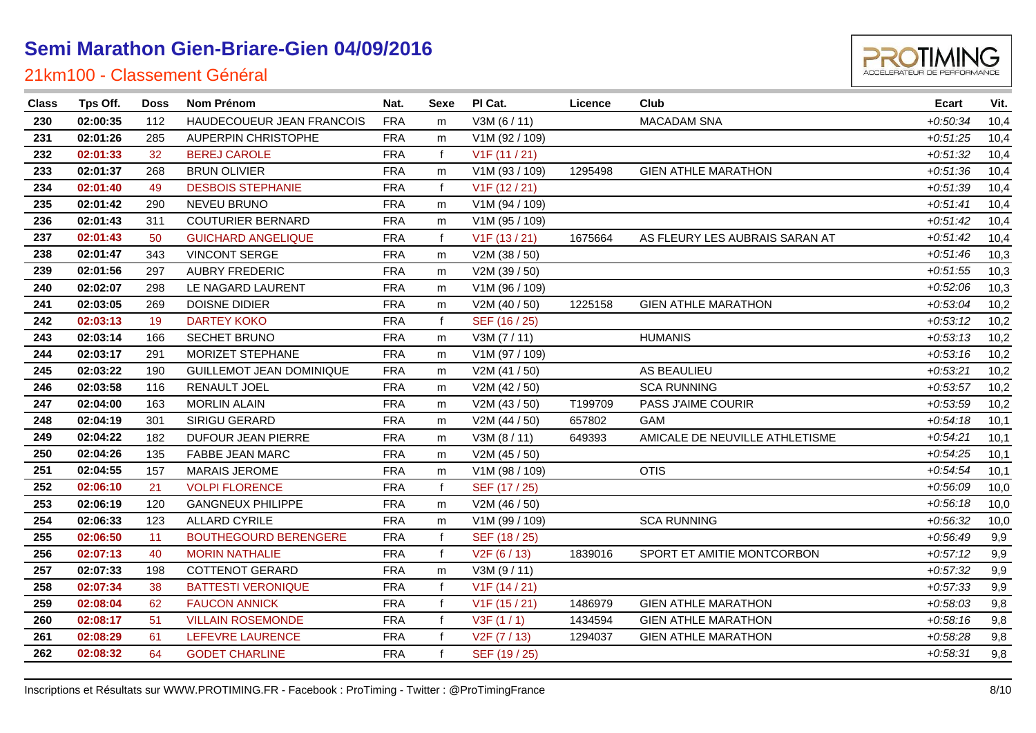# Semi Marathon Gien-Briare-Gien 04/09/2016

## 21km100 - Classement Général

| Class | Tps Off. | Doss | Nom Prénom | Nat. | Sexe | Pl Cat. | Licence | Club | Ecart | Vit. |
|---|---|---|---|---|---|---|---|---|---|---|
| 230 | 02:00:35 | 112 | HAUDECOUEUR JEAN FRANCOIS | FRA | m | V3M (6 / 11) | | MACADAM SNA | +0:50:34 | 10,4 |
| 231 | 02:01:26 | 285 | AUPERPIN CHRISTOPHE | FRA | m | V1M (92 / 109) | | | +0:51:25 | 10,4 |
| 232 | 02:01:33 | 32 | BEREJ CAROLE | FRA | f | V1F (11 / 21) | | | +0:51:32 | 10,4 |
| 233 | 02:01:37 | 268 | BRUN OLIVIER | FRA | m | V1M (93 / 109) | 1295498 | GIEN ATHLE MARATHON | +0:51:36 | 10,4 |
| 234 | 02:01:40 | 49 | DESBOIS STEPHANIE | FRA | f | V1F (12 / 21) | | | +0:51:39 | 10,4 |
| 235 | 02:01:42 | 290 | NEVEU BRUNO | FRA | m | V1M (94 / 109) | | | +0:51:41 | 10,4 |
| 236 | 02:01:43 | 311 | COUTURIER BERNARD | FRA | m | V1M (95 / 109) | | | +0:51:42 | 10,4 |
| 237 | 02:01:43 | 50 | GUICHARD ANGELIQUE | FRA | f | V1F (13 / 21) | 1675664 | AS FLEURY LES AUBRAIS SARAN AT | +0:51:42 | 10,4 |
| 238 | 02:01:47 | 343 | VINCONT SERGE | FRA | m | V2M (38 / 50) | | | +0:51:46 | 10,3 |
| 239 | 02:01:56 | 297 | AUBRY FREDERIC | FRA | m | V2M (39 / 50) | | | +0:51:55 | 10,3 |
| 240 | 02:02:07 | 298 | LE NAGARD LAURENT | FRA | m | V1M (96 / 109) | | | +0:52:06 | 10,3 |
| 241 | 02:03:05 | 269 | DOISNE DIDIER | FRA | m | V2M (40 / 50) | 1225158 | GIEN ATHLE MARATHON | +0:53:04 | 10,2 |
| 242 | 02:03:13 | 19 | DARTEY KOKO | FRA | f | SEF (16 / 25) | | | +0:53:12 | 10,2 |
| 243 | 02:03:14 | 166 | SECHET BRUNO | FRA | m | V3M (7 / 11) | | HUMANIS | +0:53:13 | 10,2 |
| 244 | 02:03:17 | 291 | MORIZET STEPHANE | FRA | m | V1M (97 / 109) | | | +0:53:16 | 10,2 |
| 245 | 02:03:22 | 190 | GUILLEMOT JEAN DOMINIQUE | FRA | m | V2M (41 / 50) | | AS BEAULIEU | +0:53:21 | 10,2 |
| 246 | 02:03:58 | 116 | RENAULT JOEL | FRA | m | V2M (42 / 50) | | SCA RUNNING | +0:53:57 | 10,2 |
| 247 | 02:04:00 | 163 | MORLIN ALAIN | FRA | m | V2M (43 / 50) | T199709 | PASS J'AIME COURIR | +0:53:59 | 10,2 |
| 248 | 02:04:19 | 301 | SIRIGU GERARD | FRA | m | V2M (44 / 50) | 657802 | GAM | +0:54:18 | 10,1 |
| 249 | 02:04:22 | 182 | DUFOUR JEAN PIERRE | FRA | m | V3M (8 / 11) | 649393 | AMICALE DE NEUVILLE ATHLETISME | +0:54:21 | 10,1 |
| 250 | 02:04:26 | 135 | FABBE JEAN MARC | FRA | m | V2M (45 / 50) | | | +0:54:25 | 10,1 |
| 251 | 02:04:55 | 157 | MARAIS JEROME | FRA | m | V1M (98 / 109) | | OTIS | +0:54:54 | 10,1 |
| 252 | 02:06:10 | 21 | VOLPI FLORENCE | FRA | f | SEF (17 / 25) | | | +0:56:09 | 10,0 |
| 253 | 02:06:19 | 120 | GANGNEUX PHILIPPE | FRA | m | V2M (46 / 50) | | | +0:56:18 | 10,0 |
| 254 | 02:06:33 | 123 | ALLARD CYRILE | FRA | m | V1M (99 / 109) | | SCA RUNNING | +0:56:32 | 10,0 |
| 255 | 02:06:50 | 11 | BOUTHEGOURD BERENGERE | FRA | f | SEF (18 / 25) | | | +0:56:49 | 9,9 |
| 256 | 02:07:13 | 40 | MORIN NATHALIE | FRA | f | V2F (6 / 13) | 1839016 | SPORT ET AMITIE MONTCORBON | +0:57:12 | 9,9 |
| 257 | 02:07:33 | 198 | COTTENOT GERARD | FRA | m | V3M (9 / 11) | | | +0:57:32 | 9,9 |
| 258 | 02:07:34 | 38 | BATTESTI VERONIQUE | FRA | f | V1F (14 / 21) | | | +0:57:33 | 9,9 |
| 259 | 02:08:04 | 62 | FAUCON ANNICK | FRA | f | V1F (15 / 21) | 1486979 | GIEN ATHLE MARATHON | +0:58:03 | 9,8 |
| 260 | 02:08:17 | 51 | VILLAIN ROSEMONDE | FRA | f | V3F (1 / 1) | 1434594 | GIEN ATHLE MARATHON | +0:58:16 | 9,8 |
| 261 | 02:08:29 | 61 | LEFEVRE LAURENCE | FRA | f | V2F (7 / 13) | 1294037 | GIEN ATHLE MARATHON | +0:58:28 | 9,8 |
| 262 | 02:08:32 | 64 | GODET CHARLINE | FRA | f | SEF (19 / 25) | | | +0:58:31 | 9,8 |

Inscriptions et Résultats sur WWW.PROTIMING.FR - Facebook : ProTiming - Twitter : @ProTimingFrance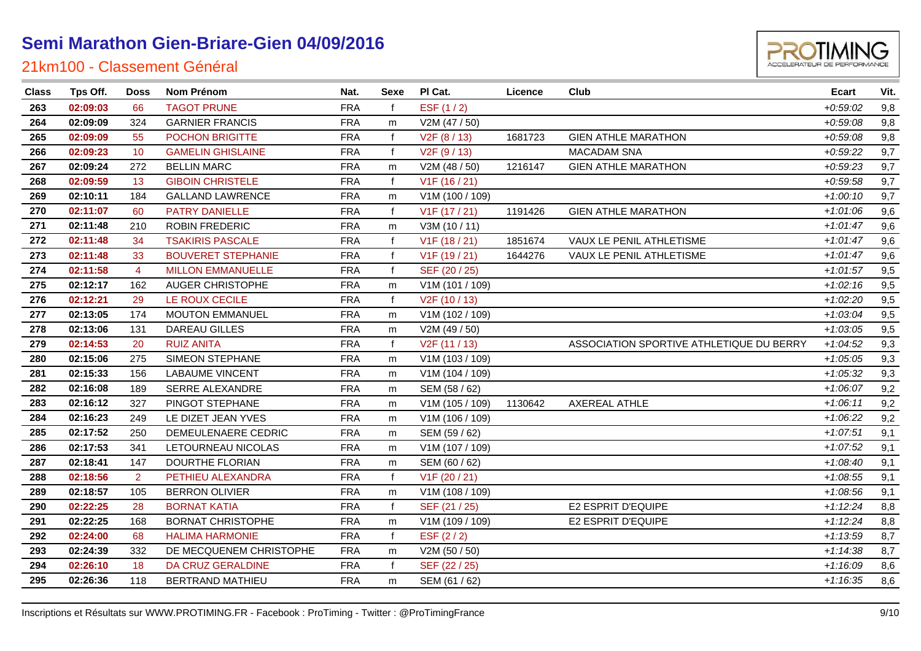# Semi Marathon Gien-Briare-Gien 04/09/2016

## 21km100 - Classement Général

| Class | Tps Off. | Doss | Nom Prénom | Nat. | Sexe | Pl Cat. | Licence | Club | Ecart | Vit. |
|---|---|---|---|---|---|---|---|---|---|---|
| 263 | 02:09:03 | 66 | TAGOT PRUNE | FRA | f | ESF (1 / 2) | | | +0:59:02 | 9,8 |
| 264 | 02:09:09 | 324 | GARNIER FRANCIS | FRA | m | V2M (47 / 50) | | | +0:59:08 | 9,8 |
| 265 | 02:09:09 | 55 | POCHON BRIGITTE | FRA | f | V2F (8 / 13) | 1681723 | GIEN ATHLE MARATHON | +0:59:08 | 9,8 |
| 266 | 02:09:23 | 10 | GAMELIN GHISLAINE | FRA | f | V2F (9 / 13) | | MACADAM SNA | +0:59:22 | 9,7 |
| 267 | 02:09:24 | 272 | BELLIN MARC | FRA | m | V2M (48 / 50) | 1216147 | GIEN ATHLE MARATHON | +0:59:23 | 9,7 |
| 268 | 02:09:59 | 13 | GIBOIN CHRISTELE | FRA | f | V1F (16 / 21) | | | +0:59:58 | 9,7 |
| 269 | 02:10:11 | 184 | GALLAND LAWRENCE | FRA | m | V1M (100 / 109) | | | +1:00:10 | 9,7 |
| 270 | 02:11:07 | 60 | PATRY DANIELLE | FRA | f | V1F (17 / 21) | 1191426 | GIEN ATHLE MARATHON | +1:01:06 | 9,6 |
| 271 | 02:11:48 | 210 | ROBIN FREDERIC | FRA | m | V3M (10 / 11) | | | +1:01:47 | 9,6 |
| 272 | 02:11:48 | 34 | TSAKIRIS PASCALE | FRA | f | V1F (18 / 21) | 1851674 | VAUX LE PENIL ATHLETISME | +1:01:47 | 9,6 |
| 273 | 02:11:48 | 33 | BOUVERET STEPHANIE | FRA | f | V1F (19 / 21) | 1644276 | VAUX LE PENIL ATHLETISME | +1:01:47 | 9,6 |
| 274 | 02:11:58 | 4 | MILLON EMMANUELLE | FRA | f | SEF (20 / 25) | | | +1:01:57 | 9,5 |
| 275 | 02:12:17 | 162 | AUGER CHRISTOPHE | FRA | m | V1M (101 / 109) | | | +1:02:16 | 9,5 |
| 276 | 02:12:21 | 29 | LE ROUX CECILE | FRA | f | V2F (10 / 13) | | | +1:02:20 | 9,5 |
| 277 | 02:13:05 | 174 | MOUTON EMMANUEL | FRA | m | V1M (102 / 109) | | | +1:03:04 | 9,5 |
| 278 | 02:13:06 | 131 | DAREAU GILLES | FRA | m | V2M (49 / 50) | | | +1:03:05 | 9,5 |
| 279 | 02:14:53 | 20 | RUIZ ANITA | FRA | f | V2F (11 / 13) | | ASSOCIATION SPORTIVE ATHLETIQUE DU BERRY | +1:04:52 | 9,3 |
| 280 | 02:15:06 | 275 | SIMEON STEPHANE | FRA | m | V1M (103 / 109) | | | +1:05:05 | 9,3 |
| 281 | 02:15:33 | 156 | LABAUME VINCENT | FRA | m | V1M (104 / 109) | | | +1:05:32 | 9,3 |
| 282 | 02:16:08 | 189 | SERRE ALEXANDRE | FRA | m | SEM (58 / 62) | | | +1:06:07 | 9,2 |
| 283 | 02:16:12 | 327 | PINGOT STEPHANE | FRA | m | V1M (105 / 109) | 1130642 | AXEREAL ATHLE | +1:06:11 | 9,2 |
| 284 | 02:16:23 | 249 | LE DIZET JEAN YVES | FRA | m | V1M (106 / 109) | | | +1:06:22 | 9,2 |
| 285 | 02:17:52 | 250 | DEMEULENAERE CEDRIC | FRA | m | SEM (59 / 62) | | | +1:07:51 | 9,1 |
| 286 | 02:17:53 | 341 | LETOURNEAU NICOLAS | FRA | m | V1M (107 / 109) | | | +1:07:52 | 9,1 |
| 287 | 02:18:41 | 147 | DOURTHE FLORIAN | FRA | m | SEM (60 / 62) | | | +1:08:40 | 9,1 |
| 288 | 02:18:56 | 2 | PETHIEU ALEXANDRA | FRA | f | V1F (20 / 21) | | | +1:08:55 | 9,1 |
| 289 | 02:18:57 | 105 | BERRON OLIVIER | FRA | m | V1M (108 / 109) | | | +1:08:56 | 9,1 |
| 290 | 02:22:25 | 28 | BORNAT KATIA | FRA | f | SEF (21 / 25) | | E2 ESPRIT D'EQUIPE | +1:12:24 | 8,8 |
| 291 | 02:22:25 | 168 | BORNAT CHRISTOPHE | FRA | m | V1M (109 / 109) | | E2 ESPRIT D'EQUIPE | +1:12:24 | 8,8 |
| 292 | 02:24:00 | 68 | HALIMA HARMONIE | FRA | f | ESF (2 / 2) | | | +1:13:59 | 8,7 |
| 293 | 02:24:39 | 332 | DE MECQUENEM CHRISTOPHE | FRA | m | V2M (50 / 50) | | | +1:14:38 | 8,7 |
| 294 | 02:26:10 | 18 | DA CRUZ GERALDINE | FRA | f | SEF (22 / 25) | | | +1:16:09 | 8,6 |
| 295 | 02:26:36 | 118 | BERTRAND MATHIEU | FRA | m | SEM (61 / 62) | | | +1:16:35 | 8,6 |

Inscriptions et Résultats sur WWW.PROTIMING.FR - Facebook : ProTiming - Twitter : @ProTimingFrance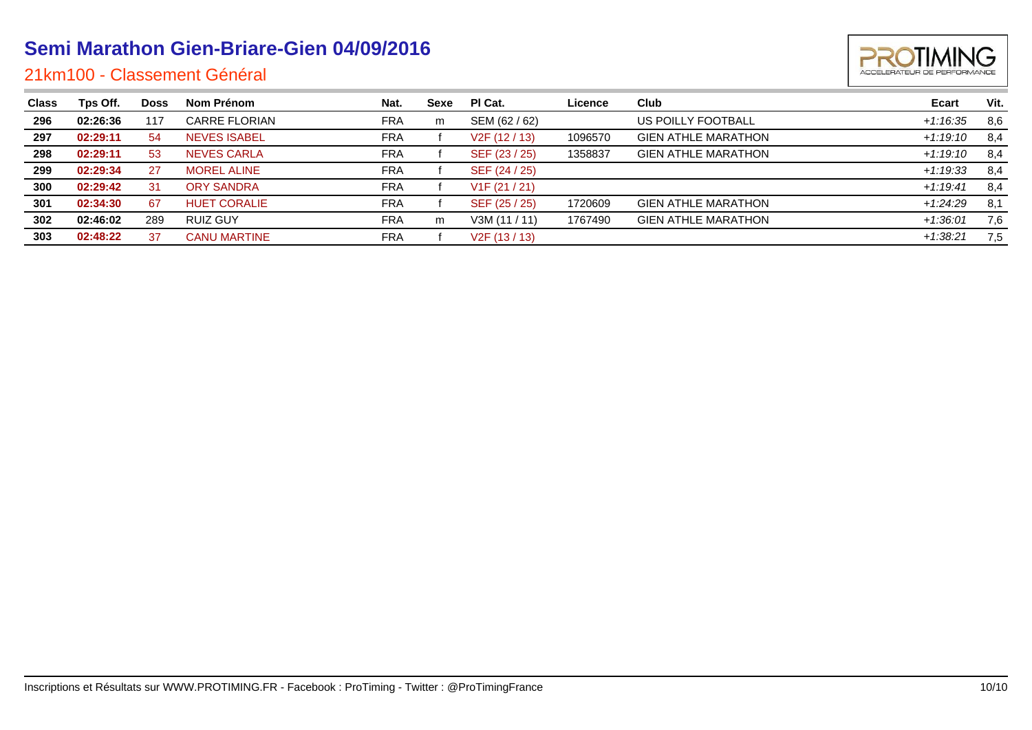# Semi Marathon Gien-Briare-Gien 04/09/2016

## 21km100 - Classement Général

| Class | Tps Off. | Doss | Nom Prénom | Nat. | Sexe | Pl Cat. | Licence | Club | Ecart | Vit. |
|---|---|---|---|---|---|---|---|---|---|---|
| 296 | 02:26:36 | 117 | CARRE FLORIAN | FRA | m | SEM (62 / 62) | | US POILLY FOOTBALL | +1:16:35 | 8,6 |
| 297 | 02:29:11 | 54 | NEVES ISABEL | FRA | f | V2F (12 / 13) | 1096570 | GIEN ATHLE MARATHON | +1:19:10 | 8,4 |
| 298 | 02:29:11 | 53 | NEVES CARLA | FRA | f | SEF (23 / 25) | 1358837 | GIEN ATHLE MARATHON | +1:19:10 | 8,4 |
| 299 | 02:29:34 | 27 | MOREL ALINE | FRA | f | SEF (24 / 25) | | | +1:19:33 | 8,4 |
| 300 | 02:29:42 | 31 | ORY SANDRA | FRA | f | V1F (21 / 21) | | | +1:19:41 | 8,4 |
| 301 | 02:34:30 | 67 | HUET CORALIE | FRA | f | SEF (25 / 25) | 1720609 | GIEN ATHLE MARATHON | +1:24:29 | 8,1 |
| 302 | 02:46:02 | 289 | RUIZ GUY | FRA | m | V3M (11 / 11) | 1767490 | GIEN ATHLE MARATHON | +1:36:01 | 7,6 |
| 303 | 02:48:22 | 37 | CANU MARTINE | FRA | f | V2F (13 / 13) | | | +1:38:21 | 7,5 |

Inscriptions et Résultats sur WWW.PROTIMING.FR - Facebook : ProTiming - Twitter : @ProTimingFrance